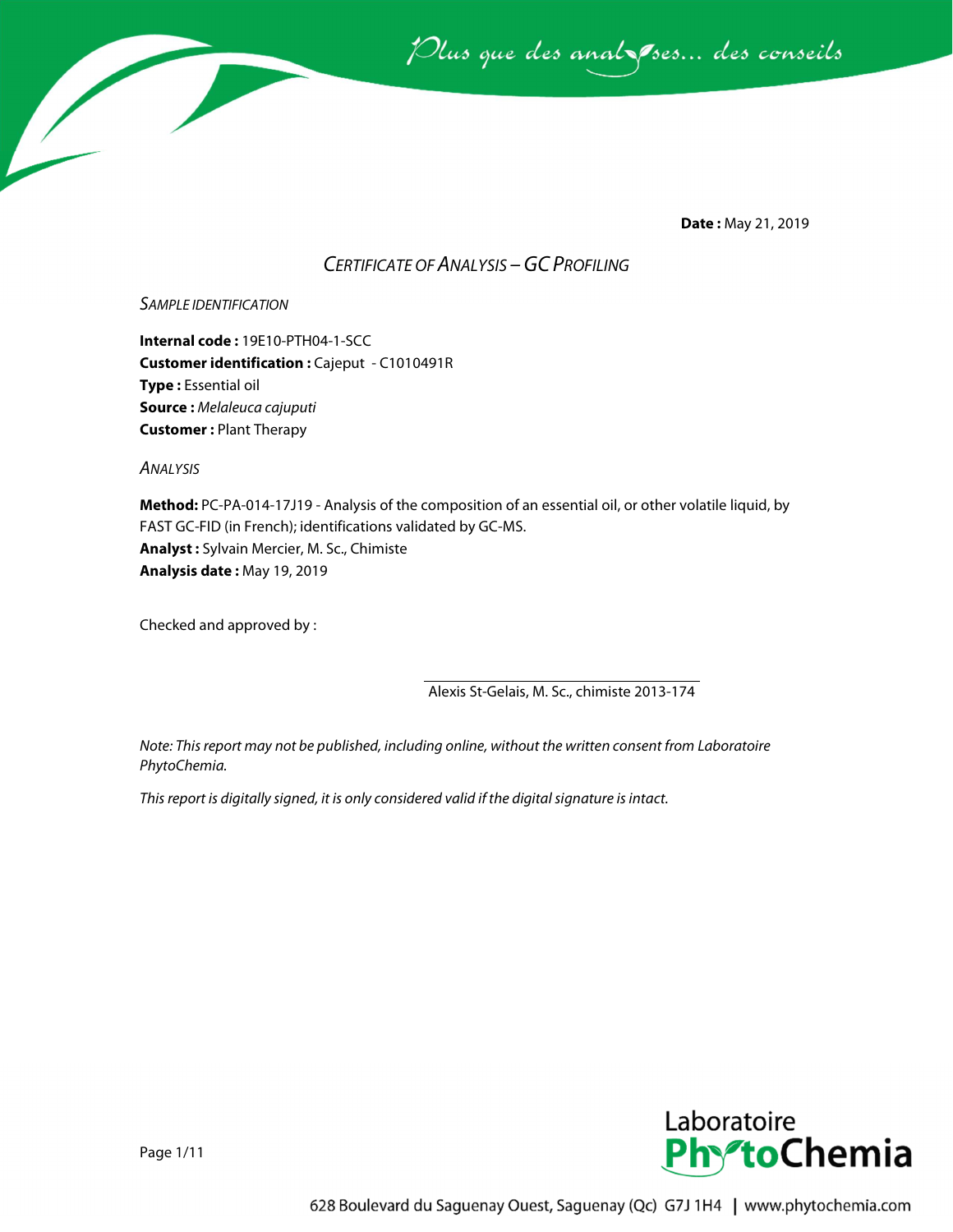**Date :** May 21, 2019

# *CERTIFICATE OF ANALYSIS – GC PROFILING*

## *SAMPLE IDENTIFICATION*

**Internal code :** 19E10-PTH04-1-SCC
**Customer identification :** Cajeput - C1010491R
**Type :** Essential oil
**Source :** *Melaleuca cajuputi*
**Customer :** Plant Therapy

## *ANALYSIS*

**Method:** PC-PA-014-17J19 - Analysis of the composition of an essential oil, or other volatile liquid, by FAST GC-FID (in French); identifications validated by GC-MS.
**Analyst :** Sylvain Mercier, M. Sc., Chimiste
**Analysis date :** May 19, 2019

Checked and approved by :

Alexis St-Gelais, M. Sc., chimiste 2013-174

*Note: This report may not be published, including online, without the written consent from Laboratoire PhytoChemia.*

*This report is digitally signed, it is only considered valid if the digital signature is intact.*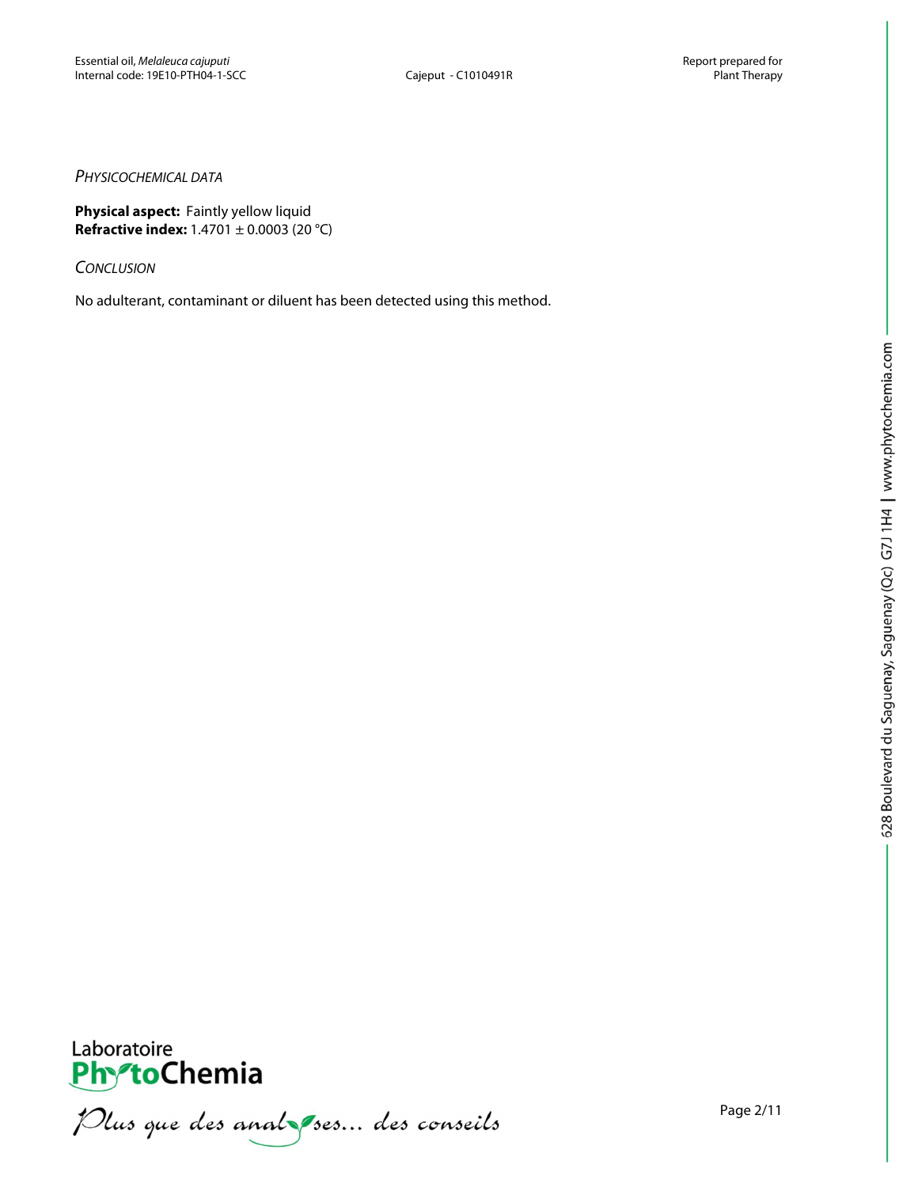*Physicochemical data*

**Physical aspect:** Faintly yellow liquid
**Refractive index:** 1.4701 ± 0.0003 (20 °C)

*Conclusion*

No adulterant, contaminant or diluent has been detected using this method.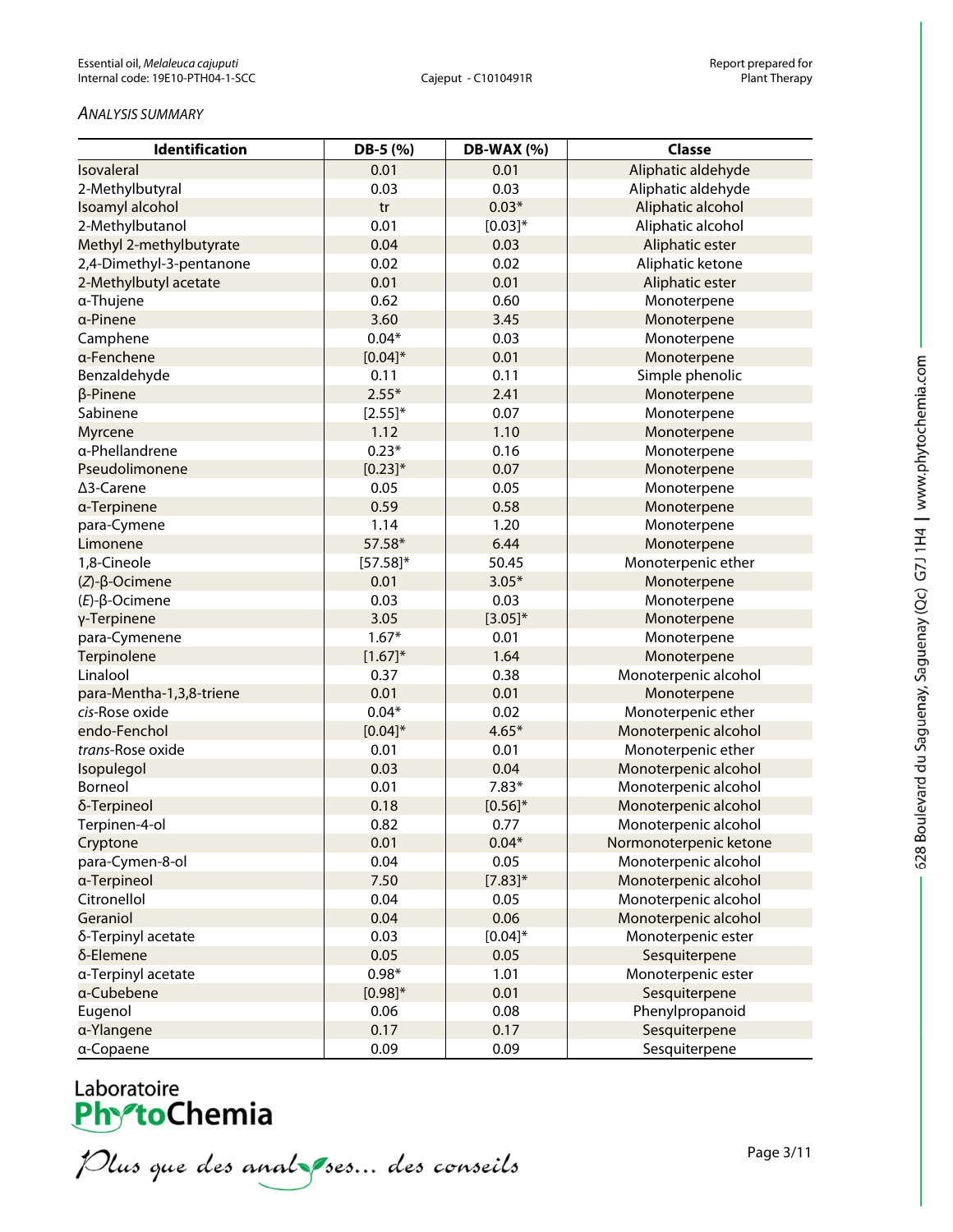Essential oil, *Melaleuca cajuputi*
Internal code: 19E10-PTH04-1-SCC

Cajeput - C1010491R

Report prepared for
Plant Therapy

*ANALYSIS SUMMARY*

| Identification | DB-5 (%) | DB-WAX (%) | Classe |
|---|---|---|---|
| Isovaleral | 0.01 | 0.01 | Aliphatic aldehyde |
| 2-Methylbutyral | 0.03 | 0.03 | Aliphatic aldehyde |
| Isoamyl alcohol | tr | 0.03* | Aliphatic alcohol |
| 2-Methylbutanol | 0.01 | [0.03]* | Aliphatic alcohol |
| Methyl 2-methylbutyrate | 0.04 | 0.03 | Aliphatic ester |
| 2,4-Dimethyl-3-pentanone | 0.02 | 0.02 | Aliphatic ketone |
| 2-Methylbutyl acetate | 0.01 | 0.01 | Aliphatic ester |
| α-Thujene | 0.62 | 0.60 | Monoterpene |
| α-Pinene | 3.60 | 3.45 | Monoterpene |
| Camphene | 0.04* | 0.03 | Monoterpene |
| α-Fenchene | [0.04]* | 0.01 | Monoterpene |
| Benzaldehyde | 0.11 | 0.11 | Simple phenolic |
| β-Pinene | 2.55* | 2.41 | Monoterpene |
| Sabinene | [2.55]* | 0.07 | Monoterpene |
| Myrcene | 1.12 | 1.10 | Monoterpene |
| α-Phellandrene | 0.23* | 0.16 | Monoterpene |
| Pseudolimonene | [0.23]* | 0.07 | Monoterpene |
| Δ3-Carene | 0.05 | 0.05 | Monoterpene |
| α-Terpinene | 0.59 | 0.58 | Monoterpene |
| para-Cymene | 1.14 | 1.20 | Monoterpene |
| Limonene | 57.58* | 6.44 | Monoterpene |
| 1,8-Cineole | [57.58]* | 50.45 | Monoterpenic ether |
| (*Z*)-β-Ocimene | 0.01 | 3.05* | Monoterpene |
| (*E*)-β-Ocimene | 0.03 | 0.03 | Monoterpene |
| γ-Terpinene | 3.05 | [3.05]* | Monoterpene |
| para-Cymenene | 1.67* | 0.01 | Monoterpene |
| Terpinolene | [1.67]* | 1.64 | Monoterpene |
| Linalool | 0.37 | 0.38 | Monoterpenic alcohol |
| para-Mentha-1,3,8-triene | 0.01 | 0.01 | Monoterpene |
| *cis*-Rose oxide | 0.04* | 0.02 | Monoterpenic ether |
| endo-Fenchol | [0.04]* | 4.65* | Monoterpenic alcohol |
| *trans*-Rose oxide | 0.01 | 0.01 | Monoterpenic ether |
| Isopulegol | 0.03 | 0.04 | Monoterpenic alcohol |
| Borneol | 0.01 | 7.83* | Monoterpenic alcohol |
| δ-Terpineol | 0.18 | [0.56]* | Monoterpenic alcohol |
| Terpinen-4-ol | 0.82 | 0.77 | Monoterpenic alcohol |
| Cryptone | 0.01 | 0.04* | Normonoterpenic ketone |
| para-Cymen-8-ol | 0.04 | 0.05 | Monoterpenic alcohol |
| α-Terpineol | 7.50 | [7.83]* | Monoterpenic alcohol |
| Citronellol | 0.04 | 0.05 | Monoterpenic alcohol |
| Geraniol | 0.04 | 0.06 | Monoterpenic alcohol |
| δ-Terpinyl acetate | 0.03 | [0.04]* | Monoterpenic ester |
| δ-Elemene | 0.05 | 0.05 | Sesquiterpene |
| α-Terpinyl acetate | 0.98* | 1.01 | Monoterpenic ester |
| α-Cubebene | [0.98]* | 0.01 | Sesquiterpene |
| Eugenol | 0.06 | 0.08 | Phenylpropanoid |
| α-Ylangene | 0.17 | 0.17 | Sesquiterpene |
| α-Copaene | 0.09 | 0.09 | Sesquiterpene |

Laboratoire PhytoChemia

*Plus que des analyses... des conseils*

628 Boulevard du Saguenay, Saguenay (Qc) G7J 1H4 | www.phytochemia.com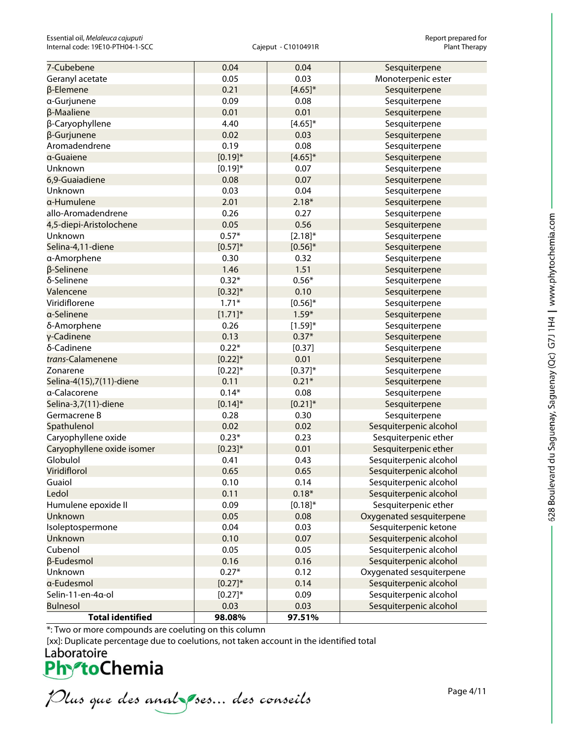| 7-Cubebene | 0.04 | 0.04 | Sesquiterpene |
|---|---|---|---|
| Geranyl acetate | 0.05 | 0.03 | Monoterpenic ester |
| β-Elemene | 0.21 | [4.65]* | Sesquiterpene |
| α-Gurjunene | 0.09 | 0.08 | Sesquiterpene |
| β-Maaliene | 0.01 | 0.01 | Sesquiterpene |
| β-Caryophyllene | 4.40 | [4.65]* | Sesquiterpene |
| β-Gurjunene | 0.02 | 0.03 | Sesquiterpene |
| Aromadendrene | 0.19 | 0.08 | Sesquiterpene |
| α-Guaiene | [0.19]* | [4.65]* | Sesquiterpene |
| Unknown | [0.19]* | 0.07 | Sesquiterpene |
| 6,9-Guaiadiene | 0.08 | 0.07 | Sesquiterpene |
| Unknown | 0.03 | 0.04 | Sesquiterpene |
| α-Humulene | 2.01 | 2.18* | Sesquiterpene |
| allo-Aromadendrene | 0.26 | 0.27 | Sesquiterpene |
| 4,5-diepi-Aristolochene | 0.05 | 0.56 | Sesquiterpene |
| Unknown | 0.57* | [2.18]* | Sesquiterpene |
| Selina-4,11-diene | [0.57]* | [0.56]* | Sesquiterpene |
| α-Amorphene | 0.30 | 0.32 | Sesquiterpene |
| β-Selinene | 1.46 | 1.51 | Sesquiterpene |
| δ-Selinene | 0.32* | 0.56* | Sesquiterpene |
| Valencene | [0.32]* | 0.10 | Sesquiterpene |
| Viridiflorene | 1.71* | [0.56]* | Sesquiterpene |
| α-Selinene | [1.71]* | 1.59* | Sesquiterpene |
| δ-Amorphene | 0.26 | [1.59]* | Sesquiterpene |
| γ-Cadinene | 0.13 | 0.37* | Sesquiterpene |
| δ-Cadinene | 0.22* | [0.37] | Sesquiterpene |
| *trans*-Calamenene | [0.22]* | 0.01 | Sesquiterpene |
| Zonarene | [0.22]* | [0.37]* | Sesquiterpene |
| Selina-4(15),7(11)-diene | 0.11 | 0.21* | Sesquiterpene |
| α-Calacorene | 0.14* | 0.08 | Sesquiterpene |
| Selina-3,7(11)-diene | [0.14]* | [0.21]* | Sesquiterpene |
| Germacrene B | 0.28 | 0.30 | Sesquiterpene |
| Spathulenol | 0.02 | 0.02 | Sesquiterpenic alcohol |
| Caryophyllene oxide | 0.23* | 0.23 | Sesquiterpenic ether |
| Caryophyllene oxide isomer | [0.23]* | 0.01 | Sesquiterpenic ether |
| Globulol | 0.41 | 0.43 | Sesquiterpenic alcohol |
| Viridiflorol | 0.65 | 0.65 | Sesquiterpenic alcohol |
| Guaiol | 0.10 | 0.14 | Sesquiterpenic alcohol |
| Ledol | 0.11 | 0.18* | Sesquiterpenic alcohol |
| Humulene epoxide II | 0.09 | [0.18]* | Sesquiterpenic ether |
| Unknown | 0.05 | 0.08 | Oxygenated sesquiterpene |
| Isoleptospermone | 0.04 | 0.03 | Sesquiterpenic ketone |
| Unknown | 0.10 | 0.07 | Sesquiterpenic alcohol |
| Cubenol | 0.05 | 0.05 | Sesquiterpenic alcohol |
| β-Eudesmol | 0.16 | 0.16 | Sesquiterpenic alcohol |
| Unknown | 0.27* | 0.12 | Oxygenated sesquiterpene |
| α-Eudesmol | [0.27]* | 0.14 | Sesquiterpenic alcohol |
| Selin-11-en-4α-ol | [0.27]* | 0.09 | Sesquiterpenic alcohol |
| Bulnesol | 0.03 | 0.03 | Sesquiterpenic alcohol |
| **Total identified** | **98.08%** | **97.51%** | |

*: Two or more compounds are coeluting on this column

[xx]: Duplicate percentage due to coelutions, not taken account in the identified total

Laboratoire PhytoChemia

*Plus que des analyses... des conseils*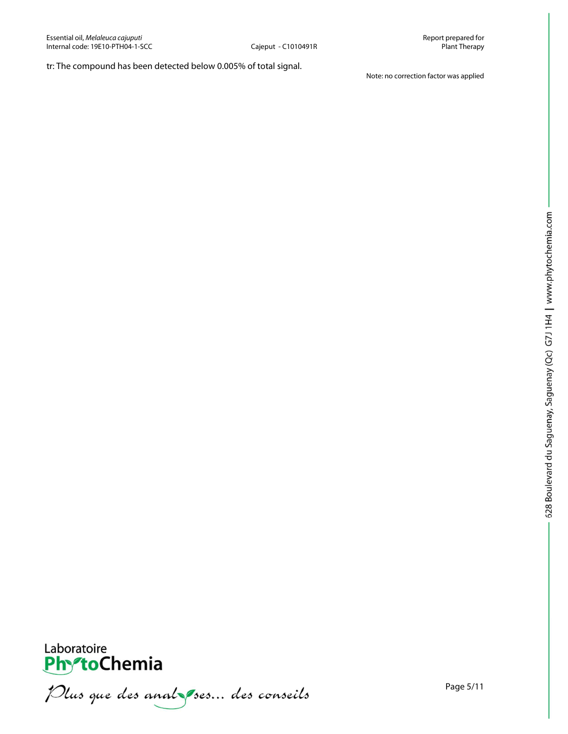tr: The compound has been detected below 0.005% of total signal.

Note: no correction factor was applied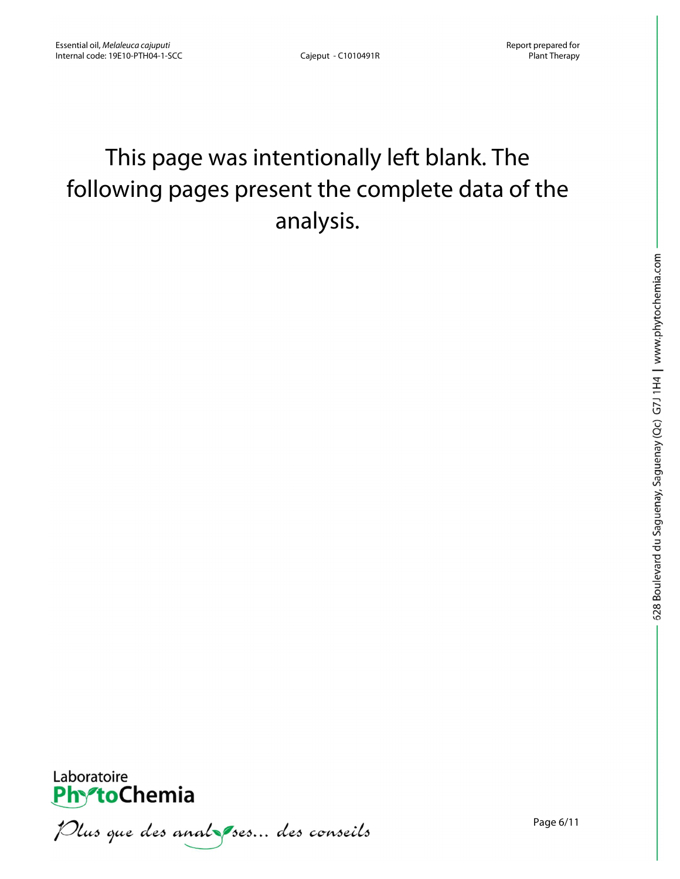This page was intentionally left blank. The following pages present the complete data of the analysis.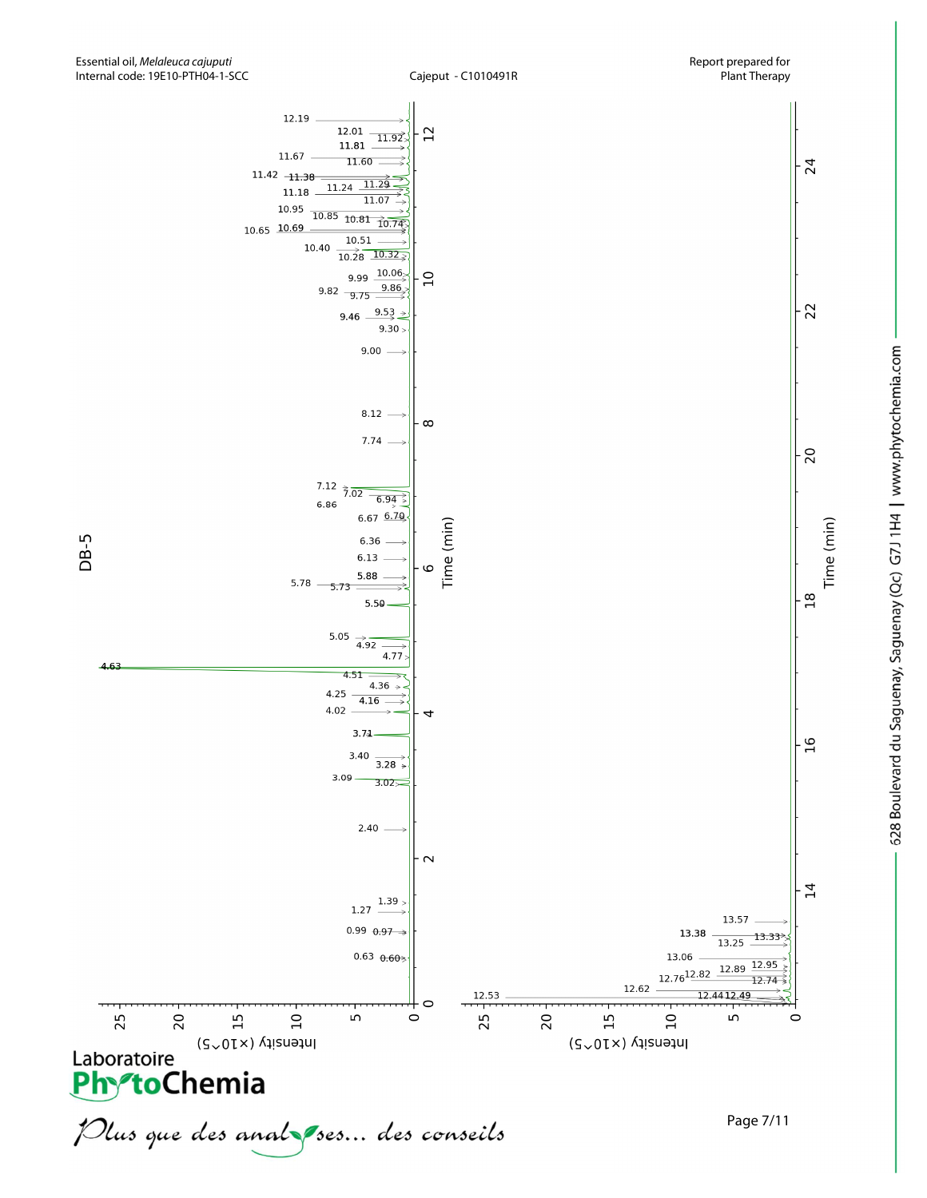Essential oil, *Melaleuca cajuputi*
Internal code: 19E10-PTH04-1-SCC

Cajeput - C1010491R

Report prepared for
Plant Therapy

DB-5

Intensity (×10^5)

Time (min)

0.60, 0.63, 0.97, 0.99, 1.27, 1.39, 2.40, 3.02, 3.09, 3.28, 3.40, 3.71, 4.02, 4.16, 4.25, 4.36, 4.51, 4.63, 4.77, 4.92, 5.05, 5.50, 5.73, 5.78, 5.88, 6.13, 6.36, 6.67, 6.70, 6.86, 6.94, 7.02, 7.12, 7.74, 8.12, 9.00, 9.30, 9.46, 9.53, 9.75, 9.82, 9.86, 9.99, 10.06, 10.28, 10.32, 10.40, 10.51, 10.65, 10.69, 10.74, 10.81, 10.85, 10.95, 11.07, 11.18, 11.24, 11.29, 11.38, 11.42, 11.60, 11.67, 11.81, 11.92, 12.01, 12.19

12.44, 12.49, 12.53, 12.62, 12.74, 12.76, 12.82, 12.89, 12.95, 13.06, 13.25, 13.33, 13.38, 13.57

628 Boulevard du Saguenay, Saguenay (Qc) G7J 1H4 | www.phytochemia.com

Laboratoire PhytoChemia

*Plus que des analyses... des conseils*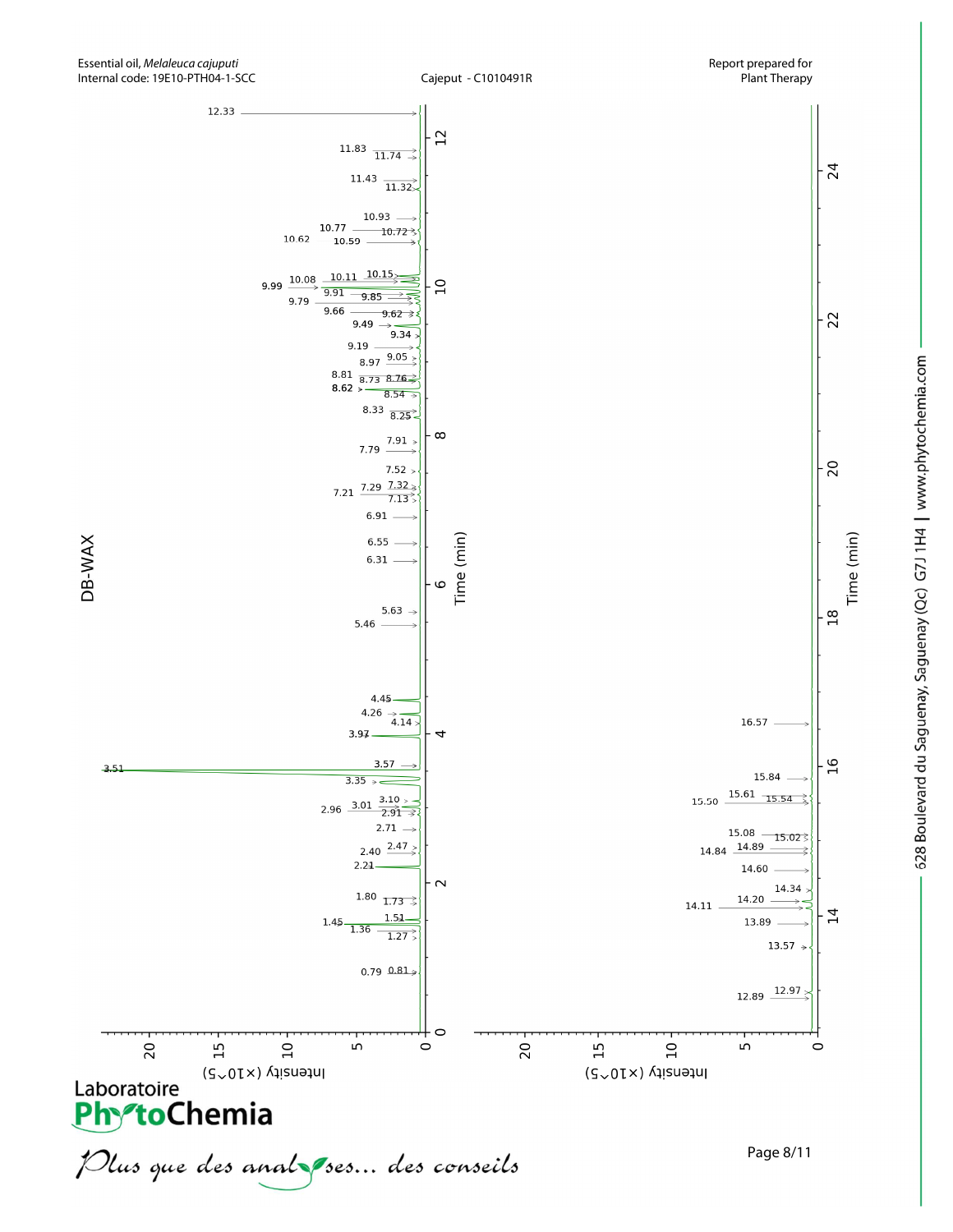Essential oil, *Melaleuca cajuputi*
Internal code: 19E10-PTH04-1-SCC

Cajeput - C1010491R

Report prepared for
Plant Therapy

## DB-WAX

Chromatogram, 0–12.5 min. Axes: Time (min); Intensity (×10^5). Labelled peaks (min): 0.79, 0.81, 1.27, 1.36, 1.45, 1.51, 1.73, 1.80, 2.21, 2.40, 2.47, 2.71, 2.91, 2.96, 3.01, 3.10, 3.35, 3.51, 3.57, 3.97, 4.14, 4.26, 4.45, 5.46, 5.63, 6.31, 6.55, 6.91, 7.13, 7.21, 7.29, 7.32, 7.52, 7.79, 7.91, 8.25, 8.33, 8.54, 8.62, 8.73, 8.76, 8.81, 8.97, 9.05, 9.19, 9.34, 9.49, 9.62, 9.66, 9.79, 9.85, 9.91, 9.99, 10.08, 10.11, 10.15, 10.59, 10.62, 10.72, 10.77, 10.93, 11.32, 11.43, 11.74, 11.83, 12.33

Chromatogram, 12.5–25 min. Axes: Time (min); Intensity (×10^5). Labelled peaks (min): 12.89, 12.97, 13.57, 13.89, 14.11, 14.20, 14.34, 14.60, 14.84, 14.89, 15.02, 15.08, 15.50, 15.54, 15.61, 15.84, 16.57

Laboratoire PhytoChemia

*Plus que des analyses... des conseils*

628 Boulevard du Saguenay, Saguenay (Qc) G7J 1H4 | www.phytochemia.com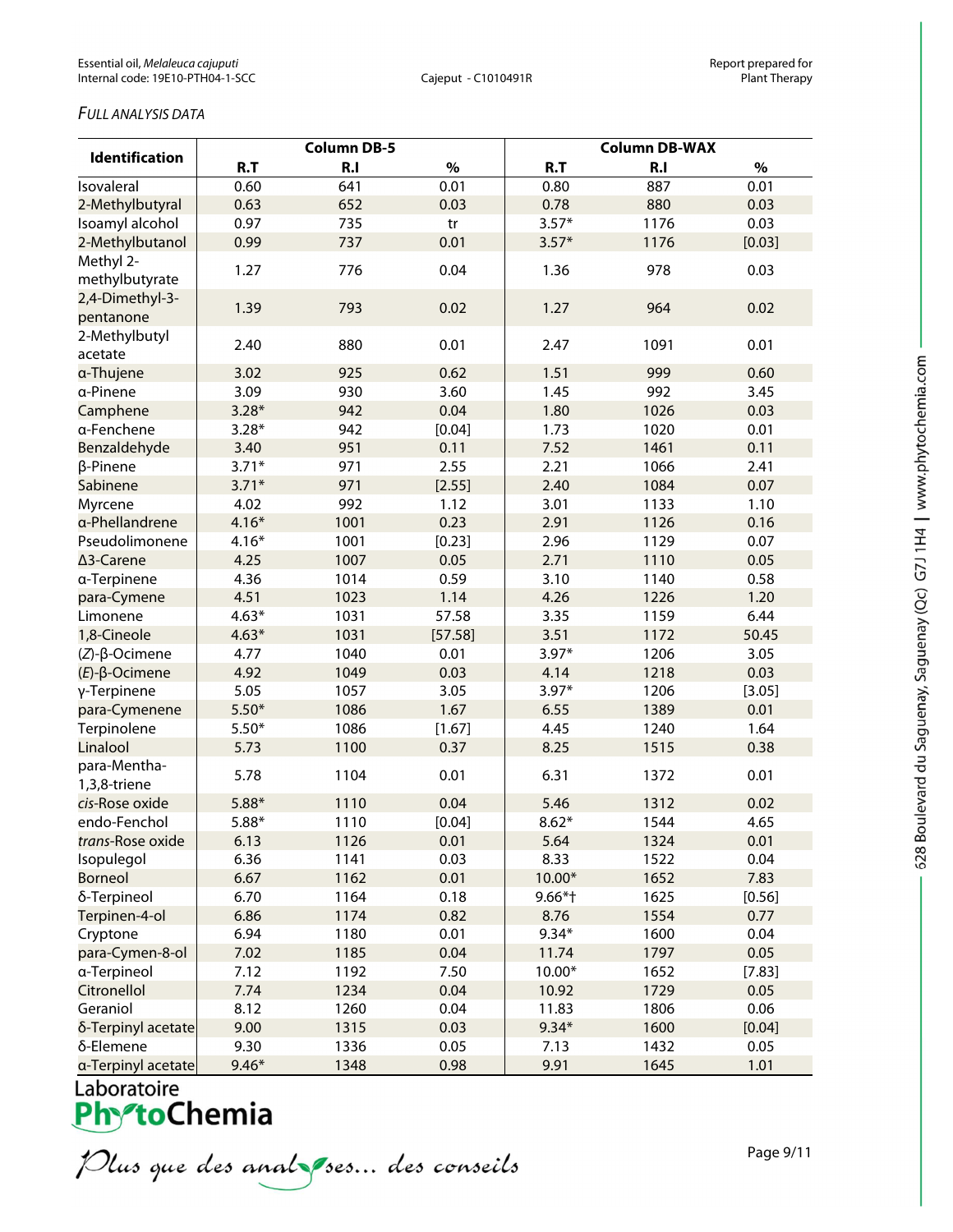*FULL ANALYSIS DATA*

| Identification | Column DB-5 | | | Column DB-WAX | | |
|---|---|---|---|---|---|---|
| | R.T | R.I | % | R.T | R.I | % |
| Isovaleral | 0.60 | 641 | 0.01 | 0.80 | 887 | 0.01 |
| 2-Methylbutyral | 0.63 | 652 | 0.03 | 0.78 | 880 | 0.03 |
| Isoamyl alcohol | 0.97 | 735 | tr | 3.57* | 1176 | 0.03 |
| 2-Methylbutanol | 0.99 | 737 | 0.01 | 3.57* | 1176 | [0.03] |
| Methyl 2-methylbutyrate | 1.27 | 776 | 0.04 | 1.36 | 978 | 0.03 |
| 2,4-Dimethyl-3-pentanone | 1.39 | 793 | 0.02 | 1.27 | 964 | 0.02 |
| 2-Methylbutyl acetate | 2.40 | 880 | 0.01 | 2.47 | 1091 | 0.01 |
| α-Thujene | 3.02 | 925 | 0.62 | 1.51 | 999 | 0.60 |
| α-Pinene | 3.09 | 930 | 3.60 | 1.45 | 992 | 3.45 |
| Camphene | 3.28* | 942 | 0.04 | 1.80 | 1026 | 0.03 |
| α-Fenchene | 3.28* | 942 | [0.04] | 1.73 | 1020 | 0.01 |
| Benzaldehyde | 3.40 | 951 | 0.11 | 7.52 | 1461 | 0.11 |
| β-Pinene | 3.71* | 971 | 2.55 | 2.21 | 1066 | 2.41 |
| Sabinene | 3.71* | 971 | [2.55] | 2.40 | 1084 | 0.07 |
| Myrcene | 4.02 | 992 | 1.12 | 3.01 | 1133 | 1.10 |
| α-Phellandrene | 4.16* | 1001 | 0.23 | 2.91 | 1126 | 0.16 |
| Pseudolimonene | 4.16* | 1001 | [0.23] | 2.96 | 1129 | 0.07 |
| Δ3-Carene | 4.25 | 1007 | 0.05 | 2.71 | 1110 | 0.05 |
| α-Terpinene | 4.36 | 1014 | 0.59 | 3.10 | 1140 | 0.58 |
| para-Cymene | 4.51 | 1023 | 1.14 | 4.26 | 1226 | 1.20 |
| Limonene | 4.63* | 1031 | 57.58 | 3.35 | 1159 | 6.44 |
| 1,8-Cineole | 4.63* | 1031 | [57.58] | 3.51 | 1172 | 50.45 |
| (*Z*)-β-Ocimene | 4.77 | 1040 | 0.01 | 3.97* | 1206 | 3.05 |
| (*E*)-β-Ocimene | 4.92 | 1049 | 0.03 | 4.14 | 1218 | 0.03 |
| γ-Terpinene | 5.05 | 1057 | 3.05 | 3.97* | 1206 | [3.05] |
| para-Cymenene | 5.50* | 1086 | 1.67 | 6.55 | 1389 | 0.01 |
| Terpinolene | 5.50* | 1086 | [1.67] | 4.45 | 1240 | 1.64 |
| Linalool | 5.73 | 1100 | 0.37 | 8.25 | 1515 | 0.38 |
| para-Mentha-1,3,8-triene | 5.78 | 1104 | 0.01 | 6.31 | 1372 | 0.01 |
| *cis*-Rose oxide | 5.88* | 1110 | 0.04 | 5.46 | 1312 | 0.02 |
| endo-Fenchol | 5.88* | 1110 | [0.04] | 8.62* | 1544 | 4.65 |
| *trans*-Rose oxide | 6.13 | 1126 | 0.01 | 5.64 | 1324 | 0.01 |
| Isopulegol | 6.36 | 1141 | 0.03 | 8.33 | 1522 | 0.04 |
| Borneol | 6.67 | 1162 | 0.01 | 10.00* | 1652 | 7.83 |
| δ-Terpineol | 6.70 | 1164 | 0.18 | 9.66*† | 1625 | [0.56] |
| Terpinen-4-ol | 6.86 | 1174 | 0.82 | 8.76 | 1554 | 0.77 |
| Cryptone | 6.94 | 1180 | 0.01 | 9.34* | 1600 | 0.04 |
| para-Cymen-8-ol | 7.02 | 1185 | 0.04 | 11.74 | 1797 | 0.05 |
| α-Terpineol | 7.12 | 1192 | 7.50 | 10.00* | 1652 | [7.83] |
| Citronellol | 7.74 | 1234 | 0.04 | 10.92 | 1729 | 0.05 |
| Geraniol | 8.12 | 1260 | 0.04 | 11.83 | 1806 | 0.06 |
| δ-Terpinyl acetate | 9.00 | 1315 | 0.03 | 9.34* | 1600 | [0.04] |
| δ-Elemene | 9.30 | 1336 | 0.05 | 7.13 | 1432 | 0.05 |
| α-Terpinyl acetate | 9.46* | 1348 | 0.98 | 9.91 | 1645 | 1.01 |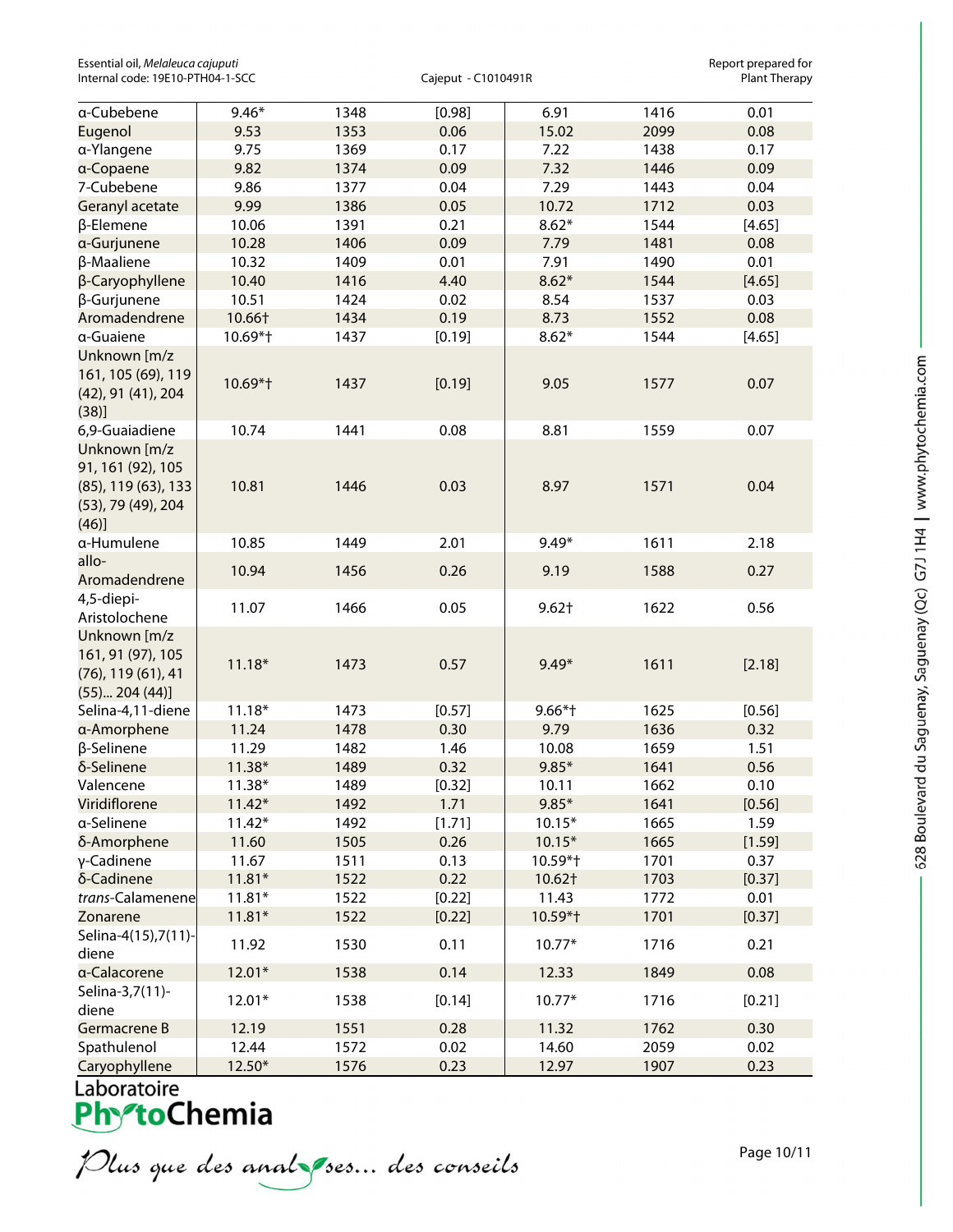| α-Cubebene | 9.46* | 1348 | [0.98] | 6.91 | 1416 | 0.01 |
|---|---|---|---|---|---|---|
| Eugenol | 9.53 | 1353 | 0.06 | 15.02 | 2099 | 0.08 |
| α-Ylangene | 9.75 | 1369 | 0.17 | 7.22 | 1438 | 0.17 |
| α-Copaene | 9.82 | 1374 | 0.09 | 7.32 | 1446 | 0.09 |
| 7-Cubebene | 9.86 | 1377 | 0.04 | 7.29 | 1443 | 0.04 |
| Geranyl acetate | 9.99 | 1386 | 0.05 | 10.72 | 1712 | 0.03 |
| β-Elemene | 10.06 | 1391 | 0.21 | 8.62* | 1544 | [4.65] |
| α-Gurjunene | 10.28 | 1406 | 0.09 | 7.79 | 1481 | 0.08 |
| β-Maaliene | 10.32 | 1409 | 0.01 | 7.91 | 1490 | 0.01 |
| β-Caryophyllene | 10.40 | 1416 | 4.40 | 8.62* | 1544 | [4.65] |
| β-Gurjunene | 10.51 | 1424 | 0.02 | 8.54 | 1537 | 0.03 |
| Aromadendrene | 10.66† | 1434 | 0.19 | 8.73 | 1552 | 0.08 |
| α-Guaiene | 10.69*† | 1437 | [0.19] | 8.62* | 1544 | [4.65] |
| Unknown [m/z 161, 105 (69), 119 (42), 91 (41), 204 (38)] | 10.69*† | 1437 | [0.19] | 9.05 | 1577 | 0.07 |
| 6,9-Guaiadiene | 10.74 | 1441 | 0.08 | 8.81 | 1559 | 0.07 |
| Unknown [m/z 91, 161 (92), 105 (85), 119 (63), 133 (53), 79 (49), 204 (46)] | 10.81 | 1446 | 0.03 | 8.97 | 1571 | 0.04 |
| α-Humulene | 10.85 | 1449 | 2.01 | 9.49* | 1611 | 2.18 |
| allo-Aromadendrene | 10.94 | 1456 | 0.26 | 9.19 | 1588 | 0.27 |
| 4,5-diepi-Aristolochene | 11.07 | 1466 | 0.05 | 9.62† | 1622 | 0.56 |
| Unknown [m/z 161, 91 (97), 105 (76), 119 (61), 41 (55)... 204 (44)] | 11.18* | 1473 | 0.57 | 9.49* | 1611 | [2.18] |
| Selina-4,11-diene | 11.18* | 1473 | [0.57] | 9.66*† | 1625 | [0.56] |
| α-Amorphene | 11.24 | 1478 | 0.30 | 9.79 | 1636 | 0.32 |
| β-Selinene | 11.29 | 1482 | 1.46 | 10.08 | 1659 | 1.51 |
| δ-Selinene | 11.38* | 1489 | 0.32 | 9.85* | 1641 | 0.56 |
| Valencene | 11.38* | 1489 | [0.32] | 10.11 | 1662 | 0.10 |
| Viridiflorene | 11.42* | 1492 | 1.71 | 9.85* | 1641 | [0.56] |
| α-Selinene | 11.42* | 1492 | [1.71] | 10.15* | 1665 | 1.59 |
| δ-Amorphene | 11.60 | 1505 | 0.26 | 10.15* | 1665 | [1.59] |
| γ-Cadinene | 11.67 | 1511 | 0.13 | 10.59*† | 1701 | 0.37 |
| δ-Cadinene | 11.81* | 1522 | 0.22 | 10.62† | 1703 | [0.37] |
| *trans*-Calamenene | 11.81* | 1522 | [0.22] | 11.43 | 1772 | 0.01 |
| Zonarene | 11.81* | 1522 | [0.22] | 10.59*† | 1701 | [0.37] |
| Selina-4(15),7(11)-diene | 11.92 | 1530 | 0.11 | 10.77* | 1716 | 0.21 |
| α-Calacorene | 12.01* | 1538 | 0.14 | 12.33 | 1849 | 0.08 |
| Selina-3,7(11)-diene | 12.01* | 1538 | [0.14] | 10.77* | 1716 | [0.21] |
| Germacrene B | 12.19 | 1551 | 0.28 | 11.32 | 1762 | 0.30 |
| Spathulenol | 12.44 | 1572 | 0.02 | 14.60 | 2059 | 0.02 |
| Caryophyllene | 12.50* | 1576 | 0.23 | 12.97 | 1907 | 0.23 |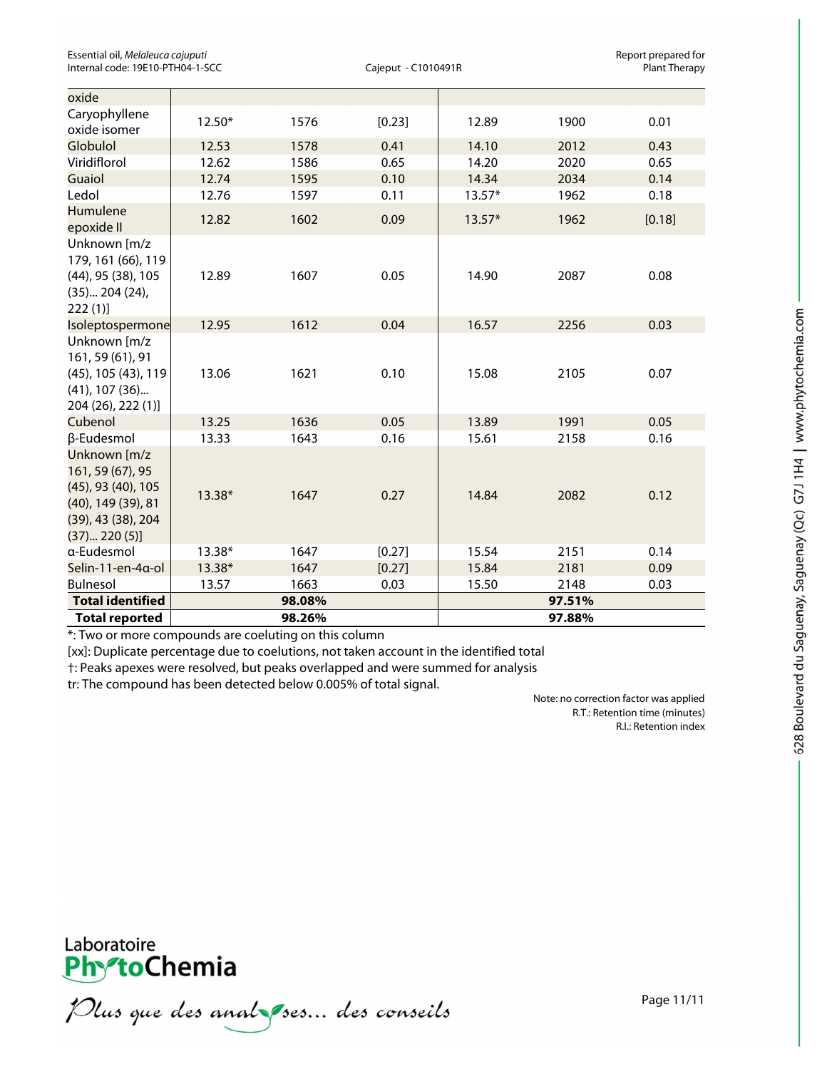| | | | | | | |
|---|---|---|---|---|---|---|
| oxide | | | | | | |
| Caryophyllene oxide isomer | 12.50* | 1576 | [0.23] | 12.89 | 1900 | 0.01 |
| Globulol | 12.53 | 1578 | 0.41 | 14.10 | 2012 | 0.43 |
| Viridiflorol | 12.62 | 1586 | 0.65 | 14.20 | 2020 | 0.65 |
| Guaiol | 12.74 | 1595 | 0.10 | 14.34 | 2034 | 0.14 |
| Ledol | 12.76 | 1597 | 0.11 | 13.57* | 1962 | 0.18 |
| Humulene epoxide II | 12.82 | 1602 | 0.09 | 13.57* | 1962 | [0.18] |
| Unknown [m/z 179, 161 (66), 119 (44), 95 (38), 105 (35)... 204 (24), 222 (1)] | 12.89 | 1607 | 0.05 | 14.90 | 2087 | 0.08 |
| Isoleptospermone | 12.95 | 1612 | 0.04 | 16.57 | 2256 | 0.03 |
| Unknown [m/z 161, 59 (61), 91 (45), 105 (43), 119 (41), 107 (36)... 204 (26), 222 (1)] | 13.06 | 1621 | 0.10 | 15.08 | 2105 | 0.07 |
| Cubenol | 13.25 | 1636 | 0.05 | 13.89 | 1991 | 0.05 |
| β-Eudesmol | 13.33 | 1643 | 0.16 | 15.61 | 2158 | 0.16 |
| Unknown [m/z 161, 59 (67), 95 (45), 93 (40), 105 (40), 149 (39), 81 (39), 43 (38), 204 (37)... 220 (5)] | 13.38* | 1647 | 0.27 | 14.84 | 2082 | 0.12 |
| α-Eudesmol | 13.38* | 1647 | [0.27] | 15.54 | 2151 | 0.14 |
| Selin-11-en-4α-ol | 13.38* | 1647 | [0.27] | 15.84 | 2181 | 0.09 |
| Bulnesol | 13.57 | 1663 | 0.03 | 15.50 | 2148 | 0.03 |
| **Total identified** | | **98.08%** | | | **97.51%** | |
| **Total reported** | | **98.26%** | | | **97.88%** | |

*: Two or more compounds are coeluting on this column

[xx]: Duplicate percentage due to coelutions, not taken account in the identified total

†: Peaks apexes were resolved, but peaks overlapped and were summed for analysis

tr: The compound has been detected below 0.005% of total signal.

Note: no correction factor was applied
R.T.: Retention time (minutes)
R.I.: Retention index